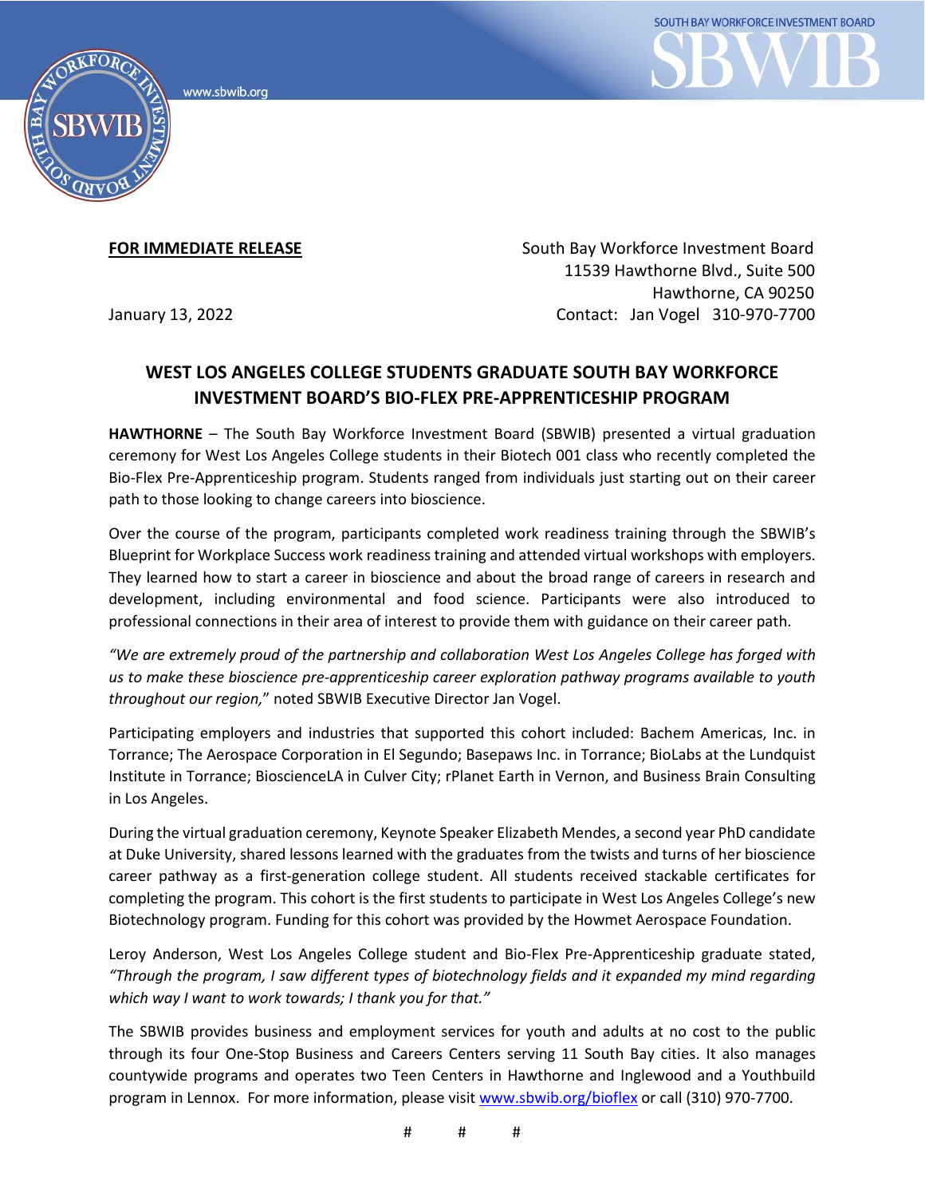SOUTH BAY WORKFORCE INVESTMENT BOARD

SBWIB

www.sbwib.org

**FOR IMMEDIATE RELEASE**

South Bay Workforce Investment Board
11539 Hawthorne Blvd., Suite 500
Hawthorne, CA 90250
Contact: Jan Vogel 310-970-7700

January 13, 2022

## WEST LOS ANGELES COLLEGE STUDENTS GRADUATE SOUTH BAY WORKFORCE INVESTMENT BOARD'S BIO-FLEX PRE-APPRENTICESHIP PROGRAM

**HAWTHORNE** – The South Bay Workforce Investment Board (SBWIB) presented a virtual graduation ceremony for West Los Angeles College students in their Biotech 001 class who recently completed the Bio-Flex Pre-Apprenticeship program. Students ranged from individuals just starting out on their career path to those looking to change careers into bioscience.

Over the course of the program, participants completed work readiness training through the SBWIB's Blueprint for Workplace Success work readiness training and attended virtual workshops with employers. They learned how to start a career in bioscience and about the broad range of careers in research and development, including environmental and food science. Participants were also introduced to professional connections in their area of interest to provide them with guidance on their career path.

*"We are extremely proud of the partnership and collaboration West Los Angeles College has forged with us to make these bioscience pre-apprenticeship career exploration pathway programs available to youth throughout our region,"* noted SBWIB Executive Director Jan Vogel.

Participating employers and industries that supported this cohort included: Bachem Americas, Inc. in Torrance; The Aerospace Corporation in El Segundo; Basepaws Inc. in Torrance; BioLabs at the Lundquist Institute in Torrance; BioscienceLA in Culver City; rPlanet Earth in Vernon, and Business Brain Consulting in Los Angeles.

During the virtual graduation ceremony, Keynote Speaker Elizabeth Mendes, a second year PhD candidate at Duke University, shared lessons learned with the graduates from the twists and turns of her bioscience career pathway as a first-generation college student. All students received stackable certificates for completing the program. This cohort is the first students to participate in West Los Angeles College's new Biotechnology program. Funding for this cohort was provided by the Howmet Aerospace Foundation.

Leroy Anderson, West Los Angeles College student and Bio-Flex Pre-Apprenticeship graduate stated, *"Through the program, I saw different types of biotechnology fields and it expanded my mind regarding which way I want to work towards; I thank you for that."*

The SBWIB provides business and employment services for youth and adults at no cost to the public through its four One-Stop Business and Careers Centers serving 11 South Bay cities. It also manages countywide programs and operates two Teen Centers in Hawthorne and Inglewood and a Youthbuild program in Lennox. For more information, please visit www.sbwib.org/bioflex or call (310) 970-7700.

# # #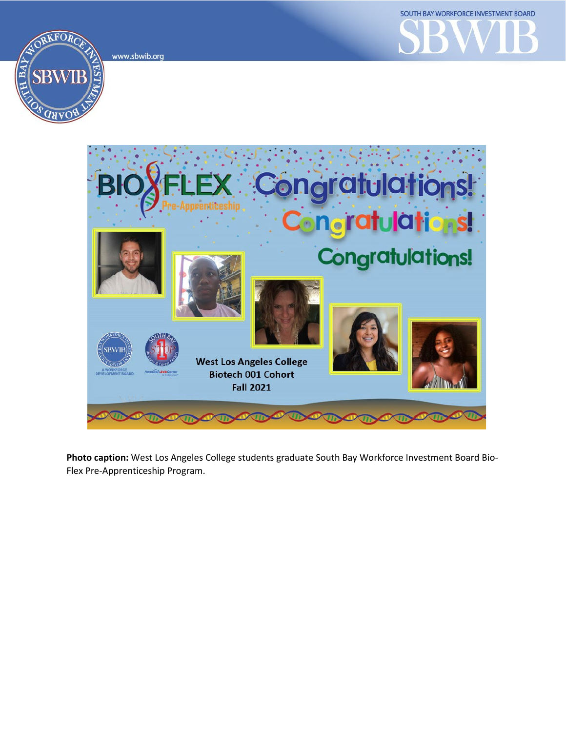**Photo caption:** West Los Angeles College students graduate South Bay Workforce Investment Board Bio-Flex Pre-Apprenticeship Program.